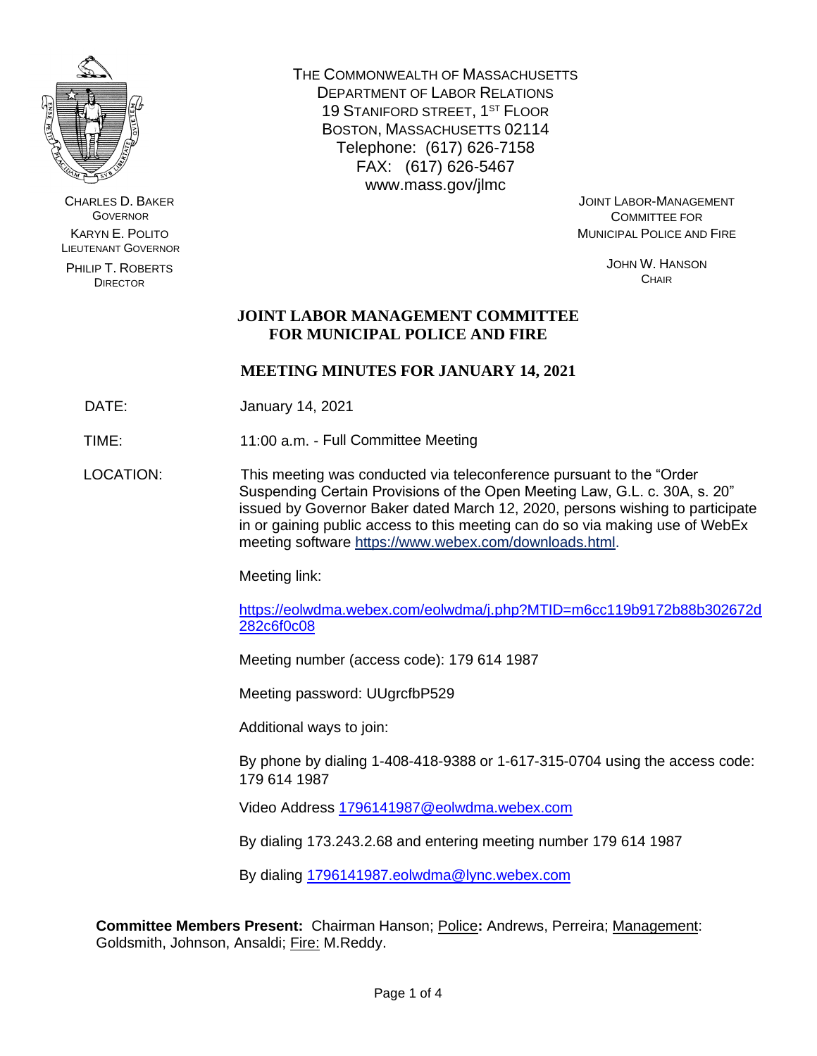THE COMMONWEALTH OF MASSACHUSETTS
DEPARTMENT OF LABOR RELATIONS
19 STANIFORD STREET, 1ST FLOOR
BOSTON, MASSACHUSETTS 02114
Telephone: (617) 626-7158
FAX: (617) 626-5467
www.mass.gov/jlmc

CHARLES D. BAKER
GOVERNOR

KARYN E. POLITO
LIEUTENANT GOVERNOR

PHILIP T. ROBERTS
DIRECTOR

JOINT LABOR-MANAGEMENT
COMMITTEE FOR
MUNICIPAL POLICE AND FIRE

JOHN W. HANSON
CHAIR

# JOINT LABOR MANAGEMENT COMMITTEE FOR MUNICIPAL POLICE AND FIRE

## MEETING MINUTES FOR JANUARY 14, 2021

DATE: January 14, 2021

TIME: 11:00 a.m. - Full Committee Meeting

LOCATION: This meeting was conducted via teleconference pursuant to the "Order Suspending Certain Provisions of the Open Meeting Law, G.L. c. 30A, s. 20" issued by Governor Baker dated March 12, 2020, persons wishing to participate in or gaining public access to this meeting can do so via making use of WebEx meeting software https://www.webex.com/downloads.html.

Meeting link:

https://eolwdma.webex.com/eolwdma/j.php?MTID=m6cc119b9172b88b302672d282c6f0c08

Meeting number (access code): 179 614 1987

Meeting password: UUgrcfbP529

Additional ways to join:

By phone by dialing 1-408-418-9388 or 1-617-315-0704 using the access code: 179 614 1987

Video Address 1796141987@eolwdma.webex.com

By dialing 173.243.2.68 and entering meeting number 179 614 1987

By dialing 1796141987.eolwdma@lync.webex.com

**Committee Members Present:** Chairman Hanson; Police**:** Andrews, Perreira; Management: Goldsmith, Johnson, Ansaldi; Fire: M.Reddy.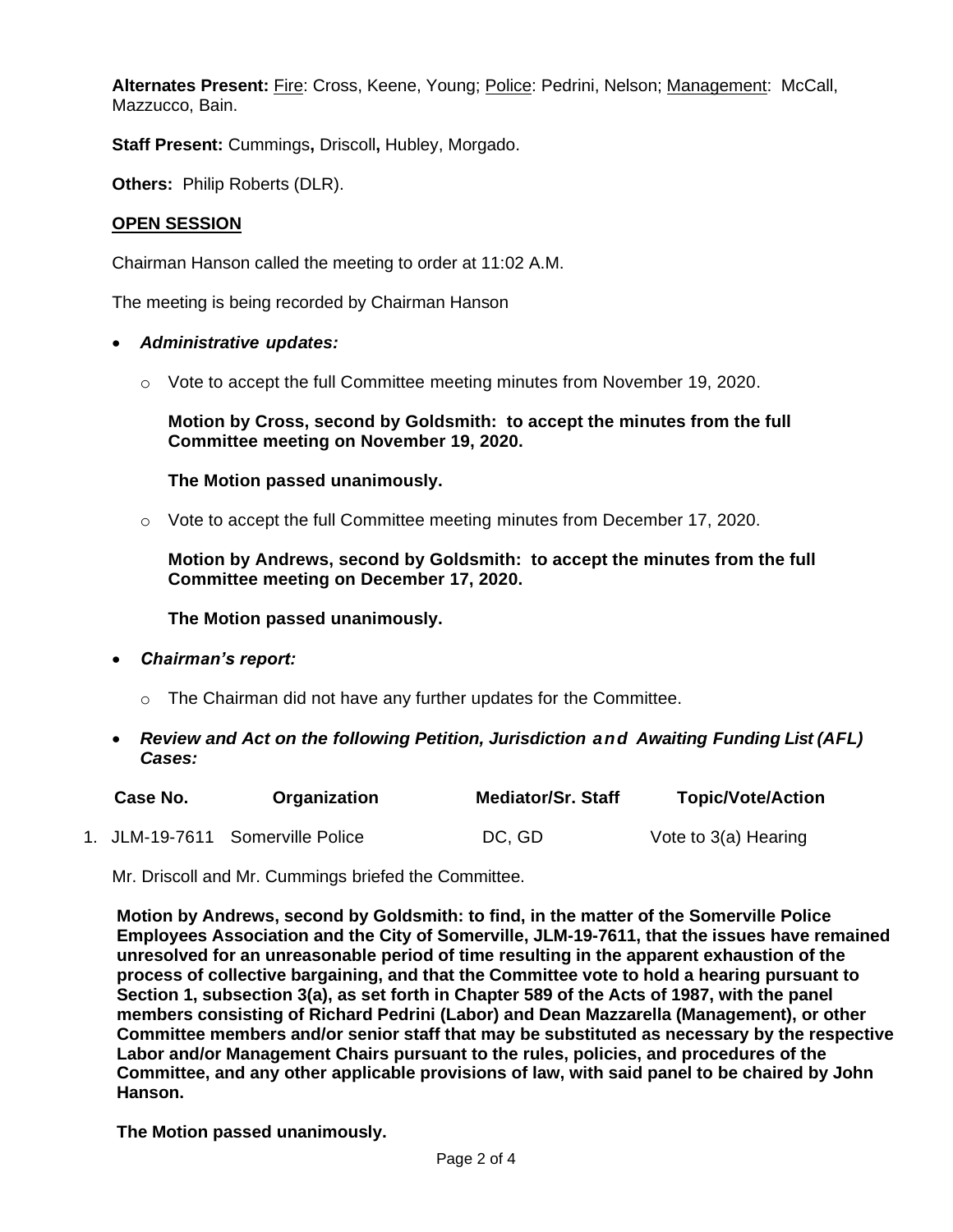**Alternates Present:** Fire: Cross, Keene, Young; Police: Pedrini, Nelson; Management: McCall, Mazzucco, Bain.

**Staff Present:** Cummings**,** Driscoll**,** Hubley, Morgado.

**Others:** Philip Roberts (DLR).

## OPEN SESSION

Chairman Hanson called the meeting to order at 11:02 A.M.

The meeting is being recorded by Chairman Hanson

- ***Administrative updates:***
  - Vote to accept the full Committee meeting minutes from November 19, 2020.

    **Motion by Cross, second by Goldsmith: to accept the minutes from the full Committee meeting on November 19, 2020.**

    **The Motion passed unanimously.**

  - Vote to accept the full Committee meeting minutes from December 17, 2020.

    **Motion by Andrews, second by Goldsmith: to accept the minutes from the full Committee meeting on December 17, 2020.**

    **The Motion passed unanimously.**

- ***Chairman's report:***
  - The Chairman did not have any further updates for the Committee.

- ***Review and Act on the following Petition, Jurisdiction and Awaiting Funding List (AFL) Cases:***

| | Case No. | Organization | Mediator/Sr. Staff | Topic/Vote/Action |
|---|---|---|---|---|
| 1. | JLM-19-7611 | Somerville Police | DC, GD | Vote to 3(a) Hearing |

Mr. Driscoll and Mr. Cummings briefed the Committee.

**Motion by Andrews, second by Goldsmith: to find, in the matter of the Somerville Police Employees Association and the City of Somerville, JLM-19-7611, that the issues have remained unresolved for an unreasonable period of time resulting in the apparent exhaustion of the process of collective bargaining, and that the Committee vote to hold a hearing pursuant to Section 1, subsection 3(a), as set forth in Chapter 589 of the Acts of 1987, with the panel members consisting of Richard Pedrini (Labor) and Dean Mazzarella (Management), or other Committee members and/or senior staff that may be substituted as necessary by the respective Labor and/or Management Chairs pursuant to the rules, policies, and procedures of the Committee, and any other applicable provisions of law, with said panel to be chaired by John Hanson.**

**The Motion passed unanimously.**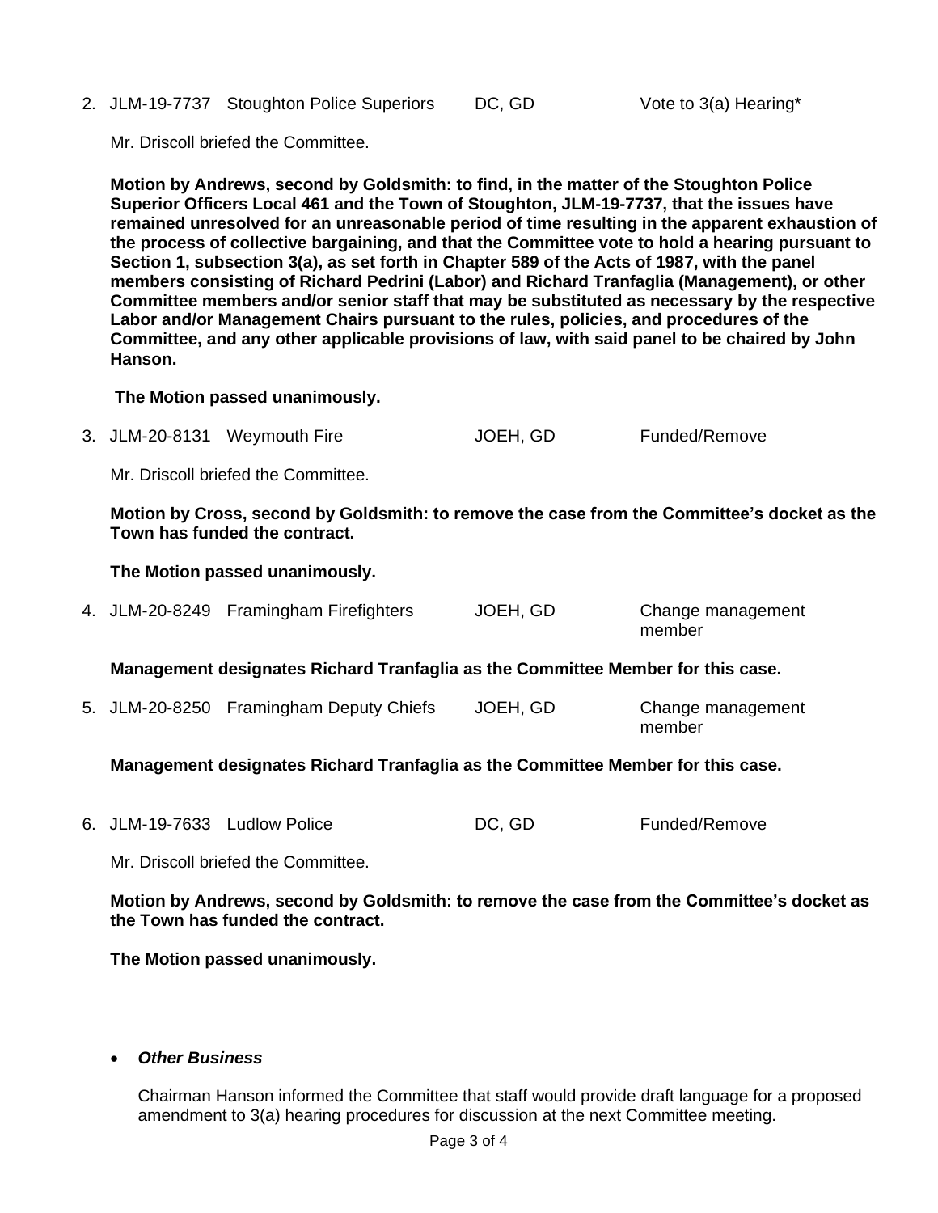2. JLM-19-7737 Stoughton Police Superiors DC, GD Vote to 3(a) Hearing*

   Mr. Driscoll briefed the Committee.

   **Motion by Andrews, second by Goldsmith: to find, in the matter of the Stoughton Police Superior Officers Local 461 and the Town of Stoughton, JLM-19-7737, that the issues have remained unresolved for an unreasonable period of time resulting in the apparent exhaustion of the process of collective bargaining, and that the Committee vote to hold a hearing pursuant to Section 1, subsection 3(a), as set forth in Chapter 589 of the Acts of 1987, with the panel members consisting of Richard Pedrini (Labor) and Richard Tranfaglia (Management), or other Committee members and/or senior staff that may be substituted as necessary by the respective Labor and/or Management Chairs pursuant to the rules, policies, and procedures of the Committee, and any other applicable provisions of law, with said panel to be chaired by John Hanson.**

   **The Motion passed unanimously.**

3. JLM-20-8131 Weymouth Fire JOEH, GD Funded/Remove

   Mr. Driscoll briefed the Committee.

   **Motion by Cross, second by Goldsmith: to remove the case from the Committee's docket as the Town has funded the contract.**

   **The Motion passed unanimously.**

4. JLM-20-8249 Framingham Firefighters JOEH, GD Change management member

   **Management designates Richard Tranfaglia as the Committee Member for this case.**

5. JLM-20-8250 Framingham Deputy Chiefs JOEH, GD Change management member

   **Management designates Richard Tranfaglia as the Committee Member for this case.**

6. JLM-19-7633 Ludlow Police DC, GD Funded/Remove

   Mr. Driscoll briefed the Committee.

   **Motion by Andrews, second by Goldsmith: to remove the case from the Committee's docket as the Town has funded the contract.**

   **The Motion passed unanimously.**

- ***Other Business***

  Chairman Hanson informed the Committee that staff would provide draft language for a proposed amendment to 3(a) hearing procedures for discussion at the next Committee meeting.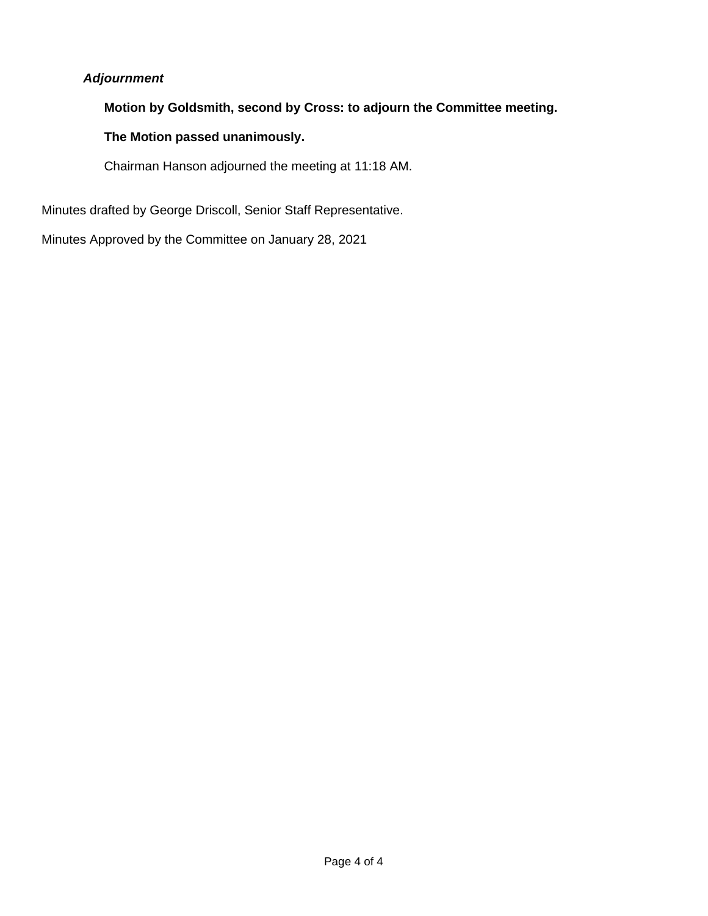***Adjournment***

**Motion by Goldsmith, second by Cross: to adjourn the Committee meeting.**

**The Motion passed unanimously.**

Chairman Hanson adjourned the meeting at 11:18 AM.

Minutes drafted by George Driscoll, Senior Staff Representative.

Minutes Approved by the Committee on January 28, 2021